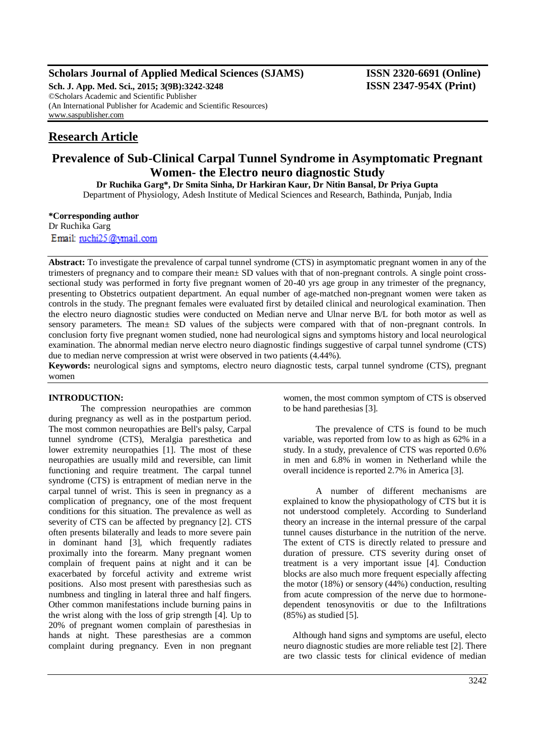**Scholars Journal of Applied Medical Sciences (SJAMS)**
**Sch. J. App. Med. Sci., 2015; 3(9B):3242-3248**
©Scholars Academic and Scientific Publisher
(An International Publisher for Academic and Scientific Resources)
www.saspublisher.com

**ISSN 2320-6691 (Online)**
**ISSN 2347-954X (Print)**

## Research Article

# Prevalence of Sub-Clinical Carpal Tunnel Syndrome in Asymptomatic Pregnant Women- the Electro neuro diagnostic Study

**Dr Ruchika Garg\*, Dr Smita Sinha, Dr Harkiran Kaur, Dr Nitin Bansal, Dr Priya Gupta**
Department of Physiology, Adesh Institute of Medical Sciences and Research, Bathinda, Punjab, India

**\*Corresponding author**
Dr Ruchika Garg
Email: ruchi25@ymail.com

**Abstract:** To investigate the prevalence of carpal tunnel syndrome (CTS) in asymptomatic pregnant women in any of the trimesters of pregnancy and to compare their mean± SD values with that of non-pregnant controls. A single point cross-sectional study was performed in forty five pregnant women of 20-40 yrs age group in any trimester of the pregnancy, presenting to Obstetrics outpatient department. An equal number of age-matched non-pregnant women were taken as controls in the study. The pregnant females were evaluated first by detailed clinical and neurological examination. Then the electro neuro diagnostic studies were conducted on Median nerve and Ulnar nerve B/L for both motor as well as sensory parameters. The mean± SD values of the subjects were compared with that of non-pregnant controls. In conclusion forty five pregnant women studied, none had neurological signs and symptoms history and local neurological examination. The abnormal median nerve electro neuro diagnostic findings suggestive of carpal tunnel syndrome (CTS) due to median nerve compression at wrist were observed in two patients (4.44%).

**Keywords:** neurological signs and symptoms, electro neuro diagnostic tests, carpal tunnel syndrome (CTS), pregnant women

## INTRODUCTION:

The compression neuropathies are common during pregnancy as well as in the postpartum period. The most common neuropathies are Bell's palsy, Carpal tunnel syndrome (CTS), Meralgia paresthetica and lower extremity neuropathies [1]. The most of these neuropathies are usually mild and reversible, can limit functioning and require treatment. The carpal tunnel syndrome (CTS) is entrapment of median nerve in the carpal tunnel of wrist. This is seen in pregnancy as a complication of pregnancy, one of the most frequent conditions for this situation. The prevalence as well as severity of CTS can be affected by pregnancy [2]. CTS often presents bilaterally and leads to more severe pain in dominant hand [3], which frequently radiates proximally into the forearm. Many pregnant women complain of frequent pains at night and it can be exacerbated by forceful activity and extreme wrist positions. Also most present with paresthesias such as numbness and tingling in lateral three and half fingers. Other common manifestations include burning pains in the wrist along with the loss of grip strength [4]. Up to 20% of pregnant women complain of paresthesias in hands at night. These paresthesias are a common complaint during pregnancy. Even in non pregnant women, the most common symptom of CTS is observed to be hand parethesias [3].

The prevalence of CTS is found to be much variable, was reported from low to as high as 62% in a study. In a study, prevalence of CTS was reported 0.6% in men and 6.8% in women in Netherland while the overall incidence is reported 2.7% in America [3].

A number of different mechanisms are explained to know the physiopathology of CTS but it is not understood completely. According to Sunderland theory an increase in the internal pressure of the carpal tunnel causes disturbance in the nutrition of the nerve. The extent of CTS is directly related to pressure and duration of pressure. CTS severity during onset of treatment is a very important issue [4]. Conduction blocks are also much more frequent especially affecting the motor (18%) or sensory (44%) conduction, resulting from acute compression of the nerve due to hormone-dependent tenosynovitis or due to the Infiltrations (85%) as studied [5].

Although hand signs and symptoms are useful, electo neuro diagnostic studies are more reliable test [2]. There are two classic tests for clinical evidence of median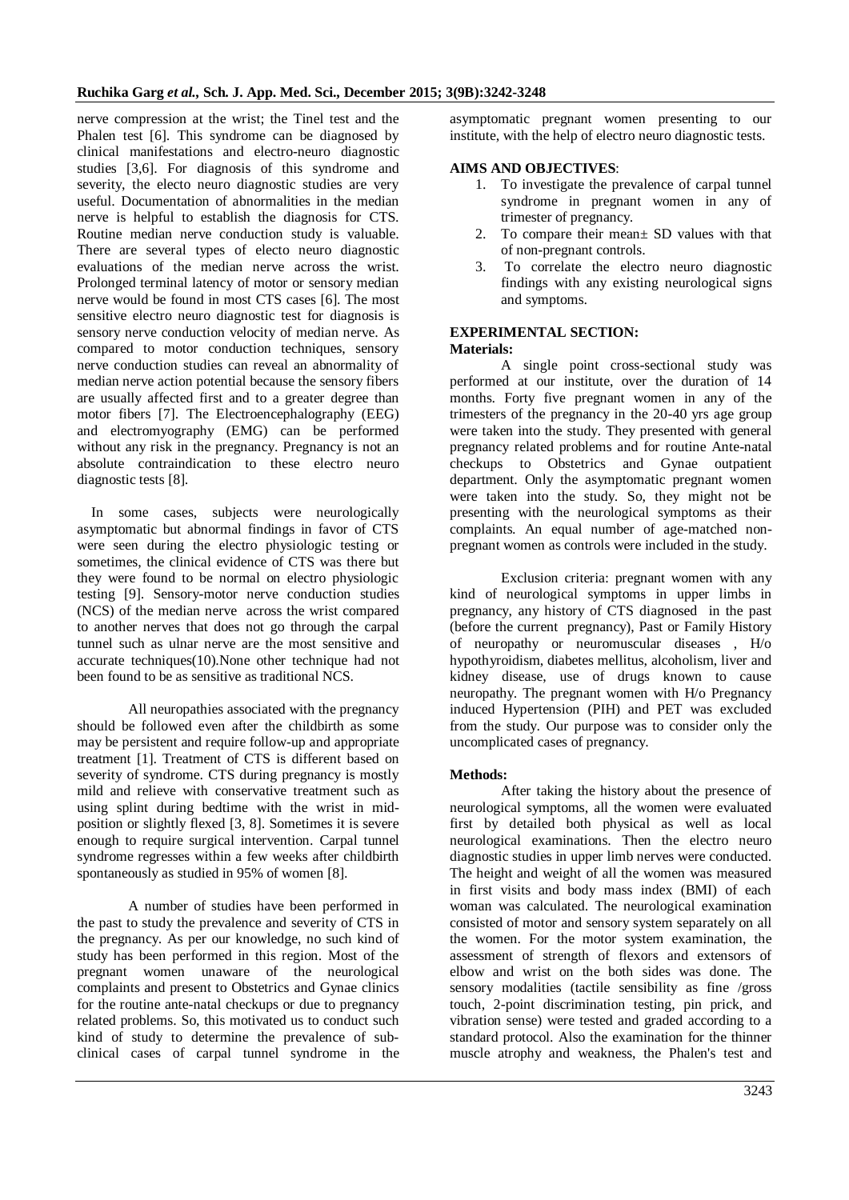nerve compression at the wrist; the Tinel test and the Phalen test [6]. This syndrome can be diagnosed by clinical manifestations and electro-neuro diagnostic studies [3,6]. For diagnosis of this syndrome and severity, the electo neuro diagnostic studies are very useful. Documentation of abnormalities in the median nerve is helpful to establish the diagnosis for CTS. Routine median nerve conduction study is valuable. There are several types of electo neuro diagnostic evaluations of the median nerve across the wrist. Prolonged terminal latency of motor or sensory median nerve would be found in most CTS cases [6]. The most sensitive electro neuro diagnostic test for diagnosis is sensory nerve conduction velocity of median nerve. As compared to motor conduction techniques, sensory nerve conduction studies can reveal an abnormality of median nerve action potential because the sensory fibers are usually affected first and to a greater degree than motor fibers [7]. The Electroencephalography (EEG) and electromyography (EMG) can be performed without any risk in the pregnancy. Pregnancy is not an absolute contraindication to these electro neuro diagnostic tests [8].

In some cases, subjects were neurologically asymptomatic but abnormal findings in favor of CTS were seen during the electro physiologic testing or sometimes, the clinical evidence of CTS was there but they were found to be normal on electro physiologic testing [9]. Sensory-motor nerve conduction studies (NCS) of the median nerve across the wrist compared to another nerves that does not go through the carpal tunnel such as ulnar nerve are the most sensitive and accurate techniques(10).None other technique had not been found to be as sensitive as traditional NCS.

All neuropathies associated with the pregnancy should be followed even after the childbirth as some may be persistent and require follow-up and appropriate treatment [1]. Treatment of CTS is different based on severity of syndrome. CTS during pregnancy is mostly mild and relieve with conservative treatment such as using splint during bedtime with the wrist in mid-position or slightly flexed [3, 8]. Sometimes it is severe enough to require surgical intervention. Carpal tunnel syndrome regresses within a few weeks after childbirth spontaneously as studied in 95% of women [8].

A number of studies have been performed in the past to study the prevalence and severity of CTS in the pregnancy. As per our knowledge, no such kind of study has been performed in this region. Most of the pregnant women unaware of the neurological complaints and present to Obstetrics and Gynae clinics for the routine ante-natal checkups or due to pregnancy related problems. So, this motivated us to conduct such kind of study to determine the prevalence of sub-clinical cases of carpal tunnel syndrome in the asymptomatic pregnant women presenting to our institute, with the help of electro neuro diagnostic tests.

**AIMS AND OBJECTIVES**:

1. To investigate the prevalence of carpal tunnel syndrome in pregnant women in any of trimester of pregnancy.
2. To compare their mean± SD values with that of non-pregnant controls.
3. To correlate the electro neuro diagnostic findings with any existing neurological signs and symptoms.

## EXPERIMENTAL SECTION:

### Materials:

A single point cross-sectional study was performed at our institute, over the duration of 14 months. Forty five pregnant women in any of the trimesters of the pregnancy in the 20-40 yrs age group were taken into the study. They presented with general pregnancy related problems and for routine Ante-natal checkups to Obstetrics and Gynae outpatient department. Only the asymptomatic pregnant women were taken into the study. So, they might not be presenting with the neurological symptoms as their complaints. An equal number of age-matched non-pregnant women as controls were included in the study.

Exclusion criteria: pregnant women with any kind of neurological symptoms in upper limbs in pregnancy, any history of CTS diagnosed in the past (before the current pregnancy), Past or Family History of neuropathy or neuromuscular diseases , H/o hypothyroidism, diabetes mellitus, alcoholism, liver and kidney disease, use of drugs known to cause neuropathy. The pregnant women with H/o Pregnancy induced Hypertension (PIH) and PET was excluded from the study. Our purpose was to consider only the uncomplicated cases of pregnancy.

### Methods:

After taking the history about the presence of neurological symptoms, all the women were evaluated first by detailed both physical as well as local neurological examinations. Then the electro neuro diagnostic studies in upper limb nerves were conducted. The height and weight of all the women was measured in first visits and body mass index (BMI) of each woman was calculated. The neurological examination consisted of motor and sensory system separately on all the women. For the motor system examination, the assessment of strength of flexors and extensors of elbow and wrist on the both sides was done. The sensory modalities (tactile sensibility as fine /gross touch, 2-point discrimination testing, pin prick, and vibration sense) were tested and graded according to a standard protocol. Also the examination for the thinner muscle atrophy and weakness, the Phalen's test and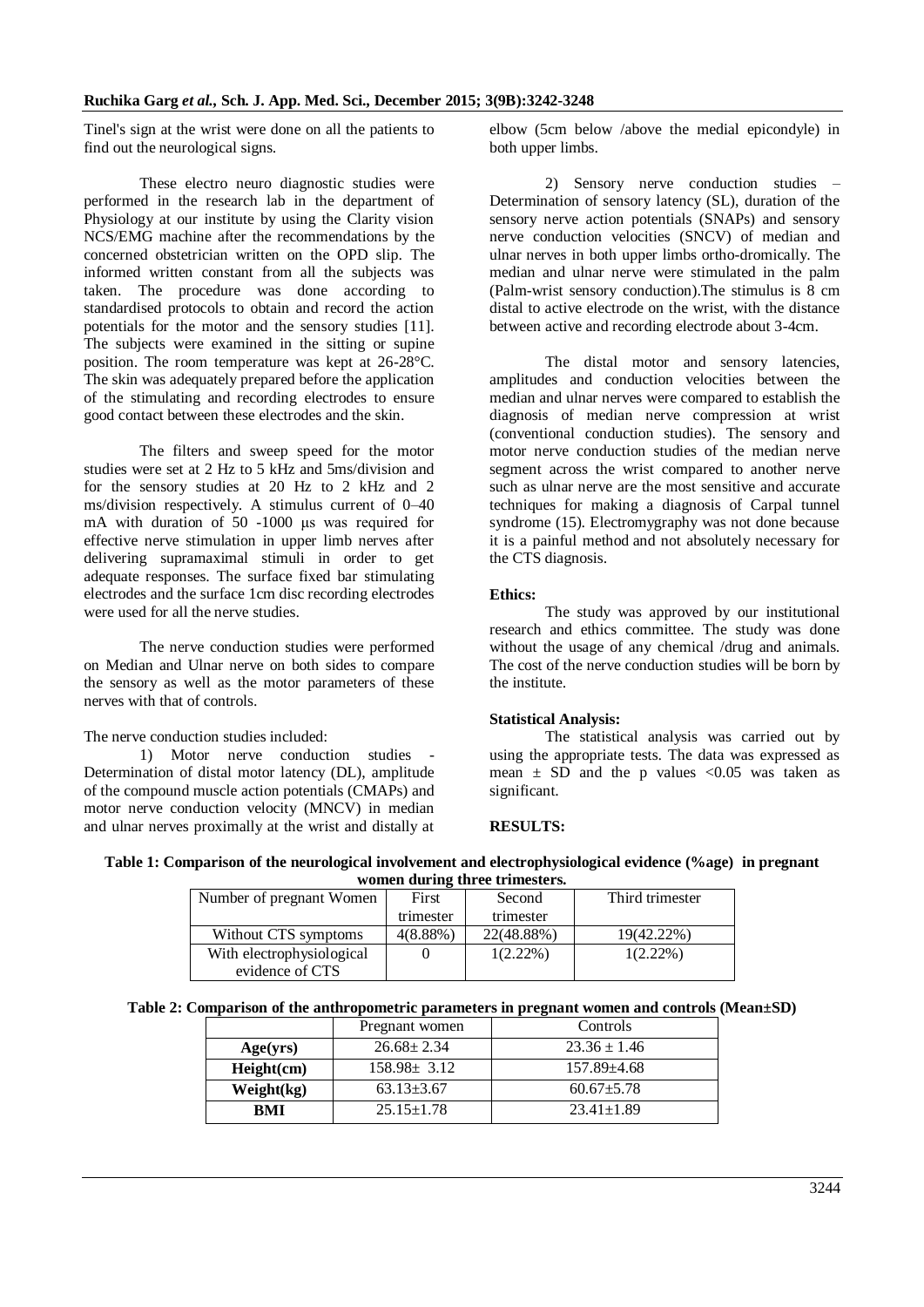Tinel's sign at the wrist were done on all the patients to find out the neurological signs.

These electro neuro diagnostic studies were performed in the research lab in the department of Physiology at our institute by using the Clarity vision NCS/EMG machine after the recommendations by the concerned obstetrician written on the OPD slip. The informed written constant from all the subjects was taken. The procedure was done according to standardised protocols to obtain and record the action potentials for the motor and the sensory studies [11]. The subjects were examined in the sitting or supine position. The room temperature was kept at 26-28°C. The skin was adequately prepared before the application of the stimulating and recording electrodes to ensure good contact between these electrodes and the skin.

The filters and sweep speed for the motor studies were set at 2 Hz to 5 kHz and 5ms/division and for the sensory studies at 20 Hz to 2 kHz and 2 ms/division respectively. A stimulus current of 0–40 mA with duration of 50 -1000 µs was required for effective nerve stimulation in upper limb nerves after delivering supramaximal stimuli in order to get adequate responses. The surface fixed bar stimulating electrodes and the surface 1cm disc recording electrodes were used for all the nerve studies.

The nerve conduction studies were performed on Median and Ulnar nerve on both sides to compare the sensory as well as the motor parameters of these nerves with that of controls.

The nerve conduction studies included:

1) Motor nerve conduction studies - Determination of distal motor latency (DL), amplitude of the compound muscle action potentials (CMAPs) and motor nerve conduction velocity (MNCV) in median and ulnar nerves proximally at the wrist and distally at elbow (5cm below /above the medial epicondyle) in both upper limbs.

2) Sensory nerve conduction studies – Determination of sensory latency (SL), duration of the sensory nerve action potentials (SNAPs) and sensory nerve conduction velocities (SNCV) of median and ulnar nerves in both upper limbs ortho-dromically. The median and ulnar nerve were stimulated in the palm (Palm-wrist sensory conduction).The stimulus is 8 cm distal to active electrode on the wrist, with the distance between active and recording electrode about 3-4cm.

The distal motor and sensory latencies, amplitudes and conduction velocities between the median and ulnar nerves were compared to establish the diagnosis of median nerve compression at wrist (conventional conduction studies). The sensory and motor nerve conduction studies of the median nerve segment across the wrist compared to another nerve such as ulnar nerve are the most sensitive and accurate techniques for making a diagnosis of Carpal tunnel syndrome (15). Electromygraphy was not done because it is a painful method and not absolutely necessary for the CTS diagnosis.

**Ethics:**

The study was approved by our institutional research and ethics committee. The study was done without the usage of any chemical /drug and animals. The cost of the nerve conduction studies will be born by the institute.

**Statistical Analysis:**

The statistical analysis was carried out by using the appropriate tests. The data was expressed as mean ± SD and the p values <0.05 was taken as significant.

**RESULTS:**

**Table 1: Comparison of the neurological involvement and electrophysiological evidence (%age) in pregnant women during three trimesters.**

| Number of pregnant Women | First trimester | Second trimester | Third trimester |
|---|---|---|---|
| Without CTS symptoms | 4(8.88%) | 22(48.88%) | 19(42.22%) |
| With electrophysiological evidence of CTS | 0 | 1(2.22%) | 1(2.22%) |

**Table 2: Comparison of the anthropometric parameters in pregnant women and controls (Mean±SD)**

| | Pregnant women | Controls |
|---|---|---|
| **Age(yrs)** | 26.68± 2.34 | 23.36 ± 1.46 |
| **Height(cm)** | 158.98± 3.12 | 157.89±4.68 |
| **Weight(kg)** | 63.13±3.67 | 60.67±5.78 |
| **BMI** | 25.15±1.78 | 23.41±1.89 |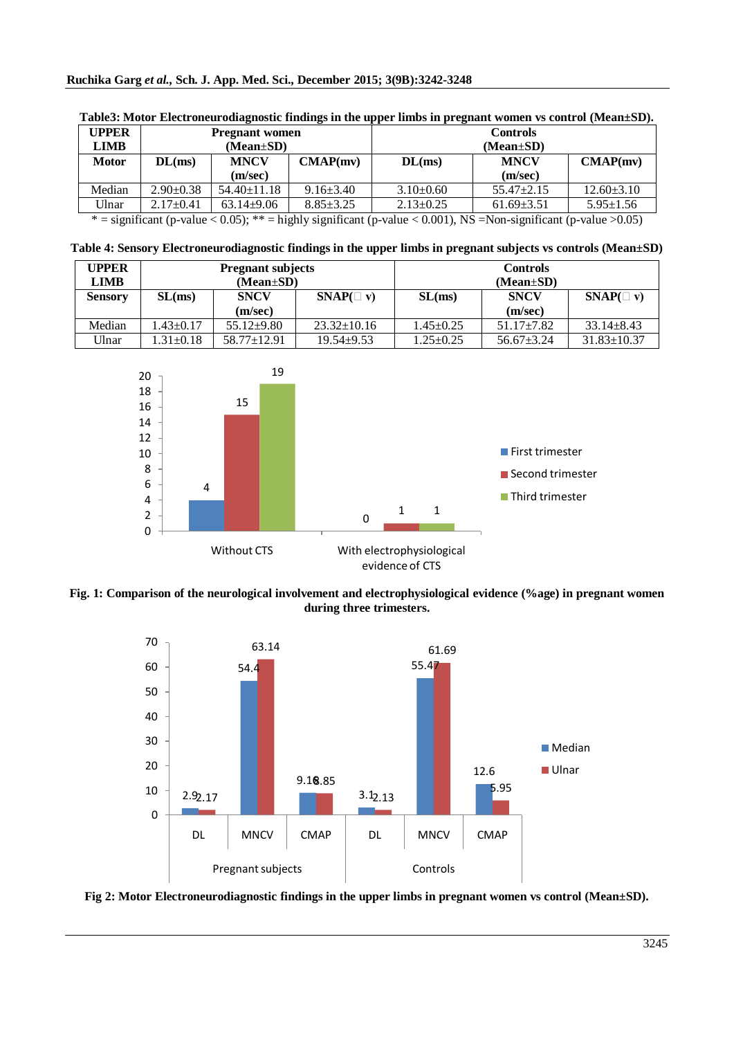**Table3: Motor Electroneurodiagnostic findings in the upper limbs in pregnant women vs control (Mean±SD).**

| UPPER LIMB | Pregnant women (Mean±SD) | | | Controls (Mean±SD) | | |
|---|---|---|---|---|---|---|
| **Motor** | **DL(ms)** | **MNCV (m/sec)** | **CMAP(mv)** | **DL(ms)** | **MNCV (m/sec)** | **CMAP(mv)** |
| Median | 2.90±0.38 | 54.40±11.18 | 9.16±3.40 | 3.10±0.60 | 55.47±2.15 | 12.60±3.10 |
| Ulnar | 2.17±0.41 | 63.14±9.06 | 8.85±3.25 | 2.13±0.25 | 61.69±3.51 | 5.95±1.56 |

* = significant (p-value < 0.05); ** = highly significant (p-value < 0.001), NS =Non-significant (p-value >0.05)

**Table 4: Sensory Electroneurodiagnostic findings in the upper limbs in pregnant subjects vs controls (Mean±SD)**

| UPPER LIMB | Pregnant subjects (Mean±SD) | | | Controls (Mean±SD) | | |
|---|---|---|---|---|---|---|
| **Sensory** | **SL(ms)** | **SNCV (m/sec)** | **SNAP(□ v)** | **SL(ms)** | **SNCV (m/sec)** | **SNAP(□ v)** |
| Median | 1.43±0.17 | 55.12±9.80 | 23.32±10.16 | 1.45±0.25 | 51.17±7.82 | 33.14±8.43 |
| Ulnar | 1.31±0.18 | 58.77±12.91 | 19.54±9.53 | 1.25±0.25 | 56.67±3.24 | 31.83±10.37 |

**Fig. 1: Comparison of the neurological involvement and electrophysiological evidence (%age) in pregnant women during three trimesters.**

**Fig 2: Motor Electroneurodiagnostic findings in the upper limbs in pregnant women vs control (Mean±SD).**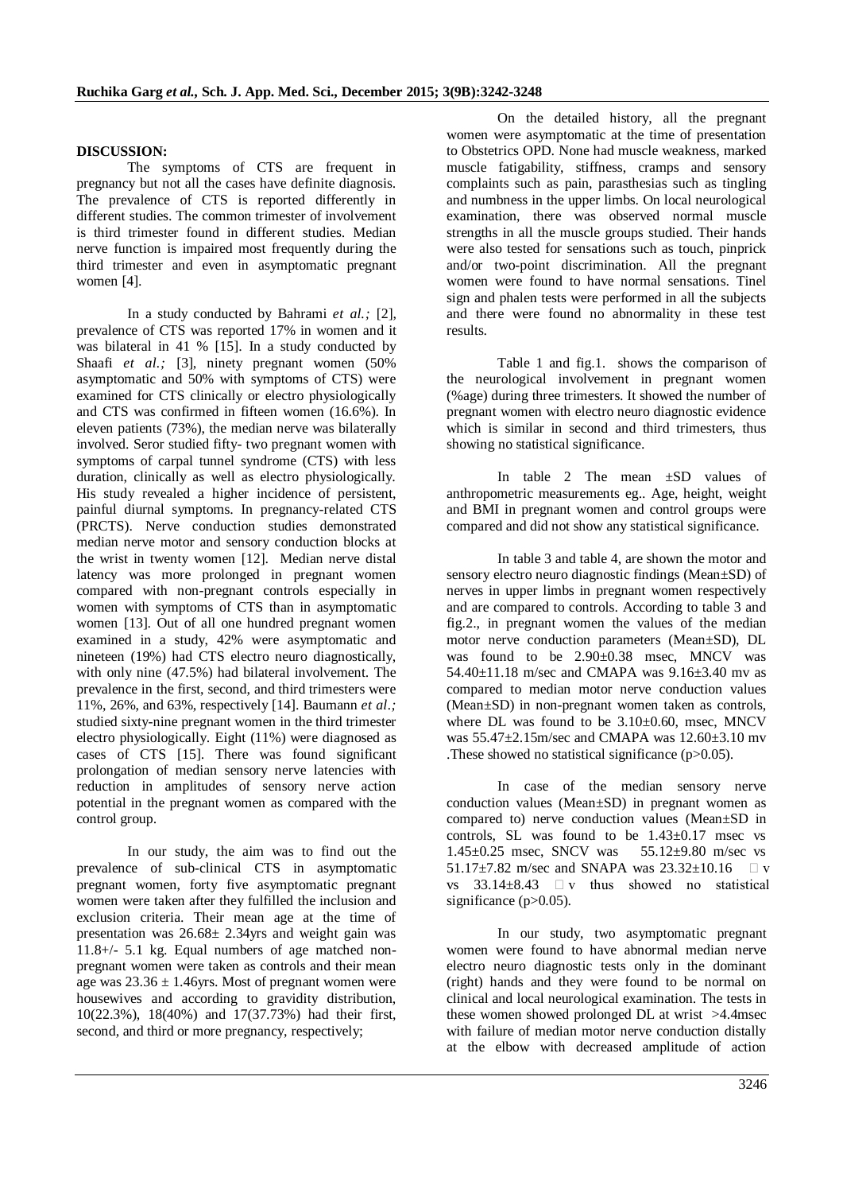## DISCUSSION:

The symptoms of CTS are frequent in pregnancy but not all the cases have definite diagnosis. The prevalence of CTS is reported differently in different studies. The common trimester of involvement is third trimester found in different studies. Median nerve function is impaired most frequently during the third trimester and even in asymptomatic pregnant women [4].

In a study conducted by Bahrami *et al.;* [2], prevalence of CTS was reported 17% in women and it was bilateral in 41 % [15]. In a study conducted by Shaafi *et al.;* [3], ninety pregnant women (50% asymptomatic and 50% with symptoms of CTS) were examined for CTS clinically or electro physiologically and CTS was confirmed in fifteen women (16.6%). In eleven patients (73%), the median nerve was bilaterally involved. Seror studied fifty- two pregnant women with symptoms of carpal tunnel syndrome (CTS) with less duration, clinically as well as electro physiologically. His study revealed a higher incidence of persistent, painful diurnal symptoms. In pregnancy-related CTS (PRCTS). Nerve conduction studies demonstrated median nerve motor and sensory conduction blocks at the wrist in twenty women [12]. Median nerve distal latency was more prolonged in pregnant women compared with non-pregnant controls especially in women with symptoms of CTS than in asymptomatic women [13]. Out of all one hundred pregnant women examined in a study, 42% were asymptomatic and nineteen (19%) had CTS electro neuro diagnostically, with only nine (47.5%) had bilateral involvement. The prevalence in the first, second, and third trimesters were 11%, 26%, and 63%, respectively [14]. Baumann *et al.;* studied sixty-nine pregnant women in the third trimester electro physiologically. Eight (11%) were diagnosed as cases of CTS [15]. There was found significant prolongation of median sensory nerve latencies with reduction in amplitudes of sensory nerve action potential in the pregnant women as compared with the control group.

In our study, the aim was to find out the prevalence of sub-clinical CTS in asymptomatic pregnant women, forty five asymptomatic pregnant women were taken after they fulfilled the inclusion and exclusion criteria. Their mean age at the time of presentation was 26.68± 2.34yrs and weight gain was 11.8+/- 5.1 kg. Equal numbers of age matched non-pregnant women were taken as controls and their mean age was 23.36 ± 1.46yrs. Most of pregnant women were housewives and according to gravidity distribution, 10(22.3%), 18(40%) and 17(37.73%) had their first, second, and third or more pregnancy, respectively;

On the detailed history, all the pregnant women were asymptomatic at the time of presentation to Obstetrics OPD. None had muscle weakness, marked muscle fatigability, stiffness, cramps and sensory complaints such as pain, parasthesias such as tingling and numbness in the upper limbs. On local neurological examination, there was observed normal muscle strengths in all the muscle groups studied. Their hands were also tested for sensations such as touch, pinprick and/or two-point discrimination. All the pregnant women were found to have normal sensations. Tinel sign and phalen tests were performed in all the subjects and there were found no abnormality in these test results.

Table 1 and fig.1. shows the comparison of the neurological involvement in pregnant women (%age) during three trimesters. It showed the number of pregnant women with electro neuro diagnostic evidence which is similar in second and third trimesters, thus showing no statistical significance.

In table 2 The mean ±SD values of anthropometric measurements eg.. Age, height, weight and BMI in pregnant women and control groups were compared and did not show any statistical significance.

In table 3 and table 4, are shown the motor and sensory electro neuro diagnostic findings (Mean±SD) of nerves in upper limbs in pregnant women respectively and are compared to controls. According to table 3 and fig.2., in pregnant women the values of the median motor nerve conduction parameters (Mean±SD), DL was found to be 2.90±0.38 msec, MNCV was 54.40±11.18 m/sec and CMAPA was 9.16±3.40 mv as compared to median motor nerve conduction values (Mean±SD) in non-pregnant women taken as controls, where DL was found to be 3.10±0.60, msec, MNCV was 55.47±2.15m/sec and CMAPA was 12.60±3.10 mv .These showed no statistical significance ($p>0.05$).

In case of the median sensory nerve conduction values (Mean±SD) in pregnant women as compared to) nerve conduction values (Mean±SD in controls, SL was found to be 1.43±0.17 msec vs 1.45±0.25 msec, SNCV was 55.12±9.80 m/sec vs 51.17±7.82 m/sec and SNAPA was 23.32±10.16 μv vs 33.14±8.43 μv thus showed no statistical significance ($p>0.05$).

In our study, two asymptomatic pregnant women were found to have abnormal median nerve electro neuro diagnostic tests only in the dominant (right) hands and they were found to be normal on clinical and local neurological examination. The tests in these women showed prolonged DL at wrist >4.4msec with failure of median motor nerve conduction distally at the elbow with decreased amplitude of action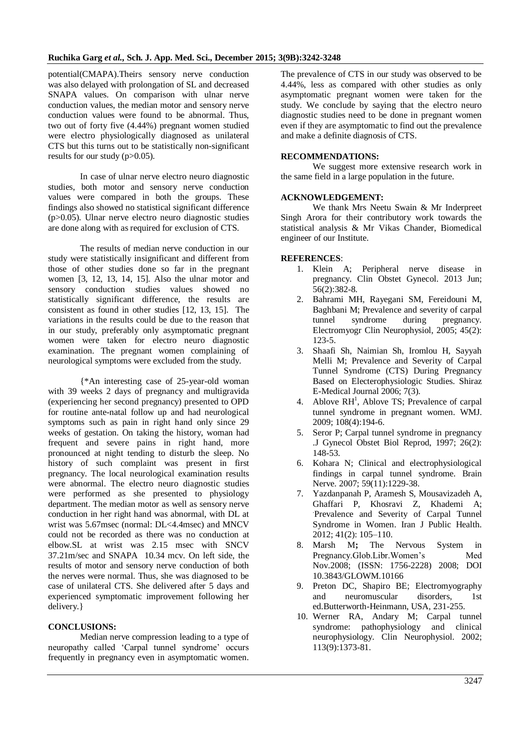potential(CMAPA).Theirs sensory nerve conduction was also delayed with prolongation of SL and decreased SNAPA values. On comparison with ulnar nerve conduction values, the median motor and sensory nerve conduction values were found to be abnormal. Thus, two out of forty five (4.44%) pregnant women studied were electro physiologically diagnosed as unilateral CTS but this turns out to be statistically non-significant results for our study ($p>0.05$).

In case of ulnar nerve electro neuro diagnostic studies, both motor and sensory nerve conduction values were compared in both the groups. These findings also showed no statistical significant difference ($p>0.05$). Ulnar nerve electro neuro diagnostic studies are done along with as required for exclusion of CTS.

The results of median nerve conduction in our study were statistically insignificant and different from those of other studies done so far in the pregnant women [3, 12, 13, 14, 15]. Also the ulnar motor and sensory conduction studies values showed no statistically significant difference, the results are consistent as found in other studies [12, 13, 15]. The variations in the results could be due to the reason that in our study, preferably only asymptomatic pregnant women were taken for electro neuro diagnostic examination. The pregnant women complaining of neurological symptoms were excluded from the study.

{*An interesting case of 25-year-old woman with 39 weeks 2 days of pregnancy and multigravida (experiencing her second pregnancy) presented to OPD for routine ante-natal follow up and had neurological symptoms such as pain in right hand only since 29 weeks of gestation. On taking the history, woman had frequent and severe pains in right hand, more pronounced at night tending to disturb the sleep. No history of such complaint was present in first pregnancy. The local neurological examination results were abnormal. The electro neuro diagnostic studies were performed as she presented to physiology department. The median motor as well as sensory nerve conduction in her right hand was abnormal, with DL at wrist was 5.67msec (normal: DL<4.4msec) and MNCV could not be recorded as there was no conduction at elbow.SL at wrist was 2.15 msec with SNCV 37.21m/sec and SNAPA 10.34 mcv. On left side, the results of motor and sensory nerve conduction of both the nerves were normal. Thus, she was diagnosed to be case of unilateral CTS. She delivered after 5 days and experienced symptomatic improvement following her delivery.}

## CONCLUSIONS:

Median nerve compression leading to a type of neuropathy called 'Carpal tunnel syndrome' occurs frequently in pregnancy even in asymptomatic women. The prevalence of CTS in our study was observed to be 4.44%, less as compared with other studies as only asymptomatic pregnant women were taken for the study. We conclude by saying that the electro neuro diagnostic studies need to be done in pregnant women even if they are asymptomatic to find out the prevalence and make a definite diagnosis of CTS.

## RECOMMENDATIONS:

We suggest more extensive research work in the same field in a large population in the future.

## ACKNOWLEDGEMENT:

We thank Mrs Neetu Swain & Mr Inderpreet Singh Arora for their contributory work towards the statistical analysis & Mr Vikas Chander, Biomedical engineer of our Institute.

## REFERENCES:

1. Klein A; Peripheral nerve disease in pregnancy. Clin Obstet Gynecol. 2013 Jun; 56(2):382-8.
2. Bahrami MH, Rayegani SM, Fereidouni M, Baghbani M; Prevalence and severity of carpal tunnel syndrome during pregnancy. Electromyogr Clin Neurophysiol, 2005; 45(2): 123-5.
3. Shaafi Sh, Naimian Sh, Iromlou H, Sayyah Melli M; Prevalence and Severity of Carpal Tunnel Syndrome (CTS) During Pregnancy Based on Electerophysiologic Studies. Shiraz E-Medical Journal 2006; 7(3).
4. Ablove RH[1], Ablove TS; Prevalence of carpal tunnel syndrome in pregnant women. WMJ. 2009; 108(4):194-6.
5. Seror P; Carpal tunnel syndrome in pregnancy .J Gynecol Obstet Biol Reprod, 1997; 26(2): 148-53.
6. Kohara N; Clinical and electrophysiological findings in carpal tunnel syndrome. Brain Nerve. 2007; 59(11):1229-38.
7. Yazdanpanah P, Aramesh S, Mousavizadeh A, Ghaffari P, Khosravi Z, Khademi A; Prevalence and Severity of Carpal Tunnel Syndrome in Women. Iran J Public Health. 2012; 41(2): 105–110.
8. Marsh M; The Nervous System in Pregnancy.Glob.Libr.Women's Med Nov.2008; (ISSN: 1756-2228) 2008; DOI 10.3843/GLOWM.10166
9. Preton DC, Shapiro BE; Electromyography and neuromuscular disorders, 1st ed.Butterworth-Heinmann, USA, 231-255.
10. Werner RA, Andary M; Carpal tunnel syndrome: pathophysiology and clinical neurophysiology. Clin Neurophysiol. 2002; 113(9):1373-81.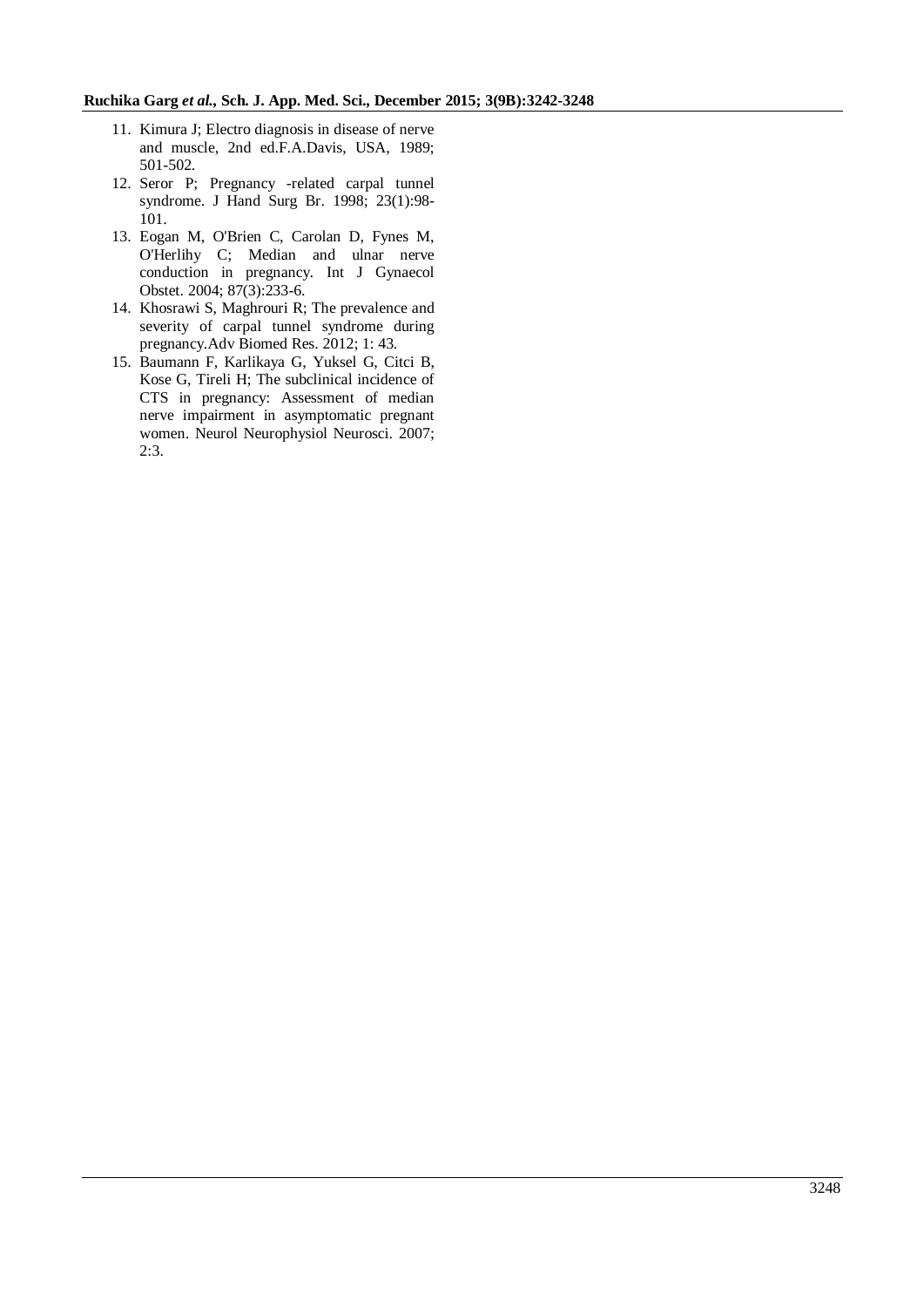11. Kimura J; Electro diagnosis in disease of nerve and muscle, 2nd ed.F.A.Davis, USA, 1989; 501-502.
12. Seror P; Pregnancy -related carpal tunnel syndrome. J Hand Surg Br. 1998; 23(1):98-101.
13. Eogan M, O'Brien C, Carolan D, Fynes M, O'Herlihy C; Median and ulnar nerve conduction in pregnancy. Int J Gynaecol Obstet. 2004; 87(3):233-6.
14. Khosrawi S, Maghrouri R; The prevalence and severity of carpal tunnel syndrome during pregnancy.Adv Biomed Res. 2012; 1: 43.
15. Baumann F, Karlikaya G, Yuksel G, Citci B, Kose G, Tireli H; The subclinical incidence of CTS in pregnancy: Assessment of median nerve impairment in asymptomatic pregnant women. Neurol Neurophysiol Neurosci. 2007; 2:3.